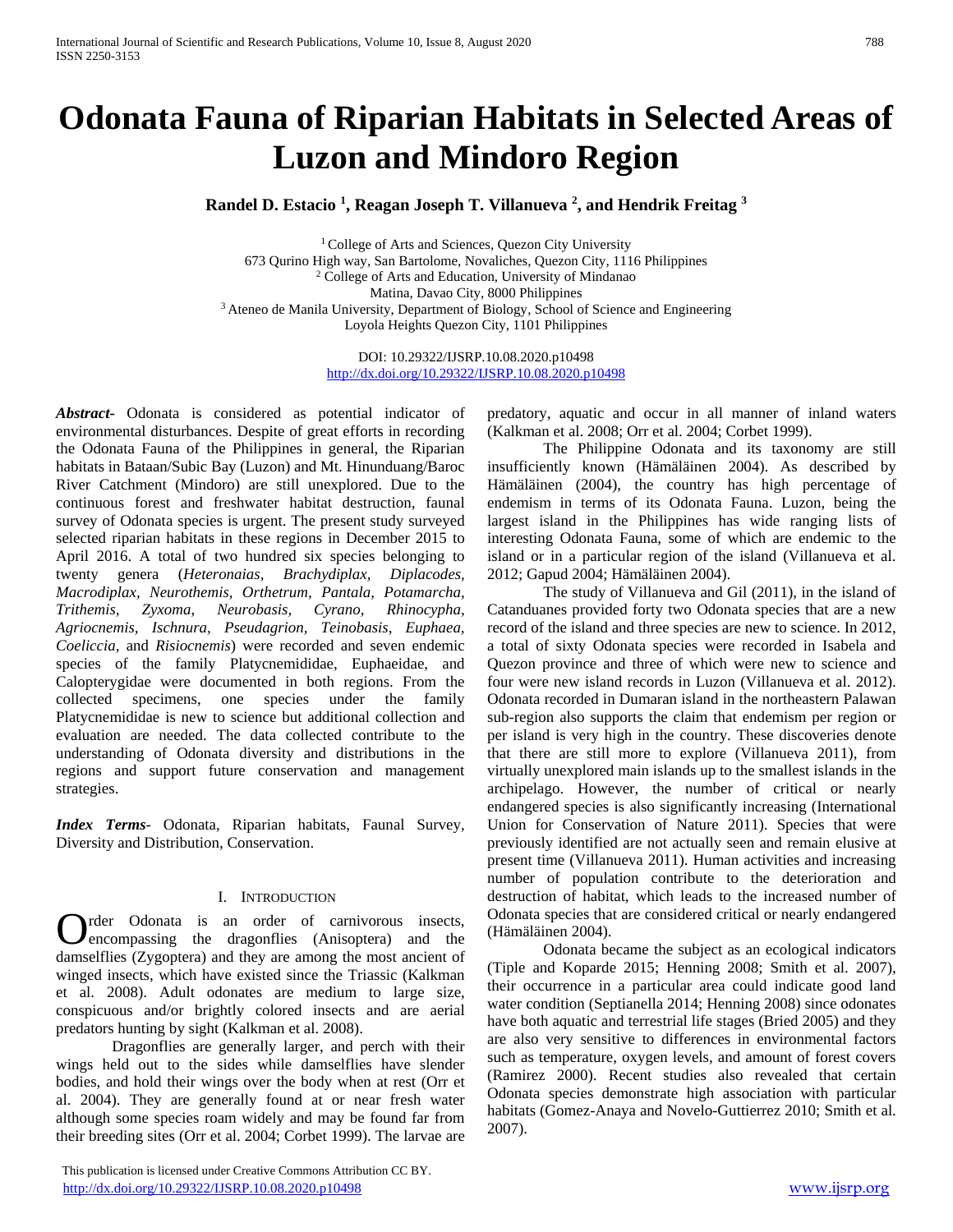# Odonata Fauna of Riparian Habitats in Selected Areas of Luzon and Mindoro Region

**Randel D. Estacio [1], Reagan Joseph T. Villanueva [2], and Hendrik Freitag [3]**

[1] College of Arts and Sciences, Quezon City University
673 Qurino High way, San Bartolome, Novaliches, Quezon City, 1116 Philippines
[2] College of Arts and Education, University of Mindanao
Matina, Davao City, 8000 Philippines
[3] Ateneo de Manila University, Department of Biology, School of Science and Engineering
Loyola Heights Quezon City, 1101 Philippines

DOI: 10.29322/IJSRP.10.08.2020.p10498
http://dx.doi.org/10.29322/IJSRP.10.08.2020.p10498

***Abstract-*** Odonata is considered as potential indicator of environmental disturbances. Despite of great efforts in recording the Odonata Fauna of the Philippines in general, the Riparian habitats in Bataan/Subic Bay (Luzon) and Mt. Hinunduang/Baroc River Catchment (Mindoro) are still unexplored. Due to the continuous forest and freshwater habitat destruction, faunal survey of Odonata species is urgent. The present study surveyed selected riparian habitats in these regions in December 2015 to April 2016. A total of two hundred six species belonging to twenty genera (*Heteronaias, Brachydiplax, Diplacodes, Macrodiplax, Neurothemis, Orthetrum, Pantala, Potamarcha, Trithemis, Zyxoma, Neurobasis, Cyrano, Rhinocypha, Agriocnemis, Ischnura, Pseudagrion, Teinobasis, Euphaea, Coeliccia,* and *Risiocnemis*) were recorded and seven endemic species of the family Platycnemididae, Euphaeidae, and Calopterygidae were documented in both regions. From the collected specimens, one species under the family Platycnemididae is new to science but additional collection and evaluation are needed. The data collected contribute to the understanding of Odonata diversity and distributions in the regions and support future conservation and management strategies.

***Index Terms-*** Odonata, Riparian habitats, Faunal Survey, Diversity and Distribution, Conservation.

## I. Introduction

Order Odonata is an order of carnivorous insects, encompassing the dragonflies (Anisoptera) and the damselflies (Zygoptera) and they are among the most ancient of winged insects, which have existed since the Triassic (Kalkman et al. 2008). Adult odonates are medium to large size, conspicuous and/or brightly colored insects and are aerial predators hunting by sight (Kalkman et al. 2008).

Dragonflies are generally larger, and perch with their wings held out to the sides while damselflies have slender bodies, and hold their wings over the body when at rest (Orr et al. 2004). They are generally found at or near fresh water although some species roam widely and may be found far from their breeding sites (Orr et al. 2004; Corbet 1999). The larvae are predatory, aquatic and occur in all manner of inland waters (Kalkman et al. 2008; Orr et al. 2004; Corbet 1999).

The Philippine Odonata and its taxonomy are still insufficiently known (Hämäläinen 2004). As described by Hämäläinen (2004), the country has high percentage of endemism in terms of its Odonata Fauna. Luzon, being the largest island in the Philippines has wide ranging lists of interesting Odonata Fauna, some of which are endemic to the island or in a particular region of the island (Villanueva et al. 2012; Gapud 2004; Hämäläinen 2004).

The study of Villanueva and Gil (2011), in the island of Catanduanes provided forty two Odonata species that are a new record of the island and three species are new to science. In 2012, a total of sixty Odonata species were recorded in Isabela and Quezon province and three of which were new to science and four were new island records in Luzon (Villanueva et al. 2012). Odonata recorded in Dumaran island in the northeastern Palawan sub-region also supports the claim that endemism per region or per island is very high in the country. These discoveries denote that there are still more to explore (Villanueva 2011), from virtually unexplored main islands up to the smallest islands in the archipelago. However, the number of critical or nearly endangered species is also significantly increasing (International Union for Conservation of Nature 2011). Species that were previously identified are not actually seen and remain elusive at present time (Villanueva 2011). Human activities and increasing number of population contribute to the deterioration and destruction of habitat, which leads to the increased number of Odonata species that are considered critical or nearly endangered (Hämäläinen 2004).

Odonata became the subject as an ecological indicators (Tiple and Koparde 2015; Henning 2008; Smith et al. 2007), their occurrence in a particular area could indicate good land water condition (Septianella 2014; Henning 2008) since odonates have both aquatic and terrestrial life stages (Bried 2005) and they are also very sensitive to differences in environmental factors such as temperature, oxygen levels, and amount of forest covers (Ramirez 2000). Recent studies also revealed that certain Odonata species demonstrate high association with particular habitats (Gomez-Anaya and Novelo-Guttierrez 2010; Smith et al. 2007).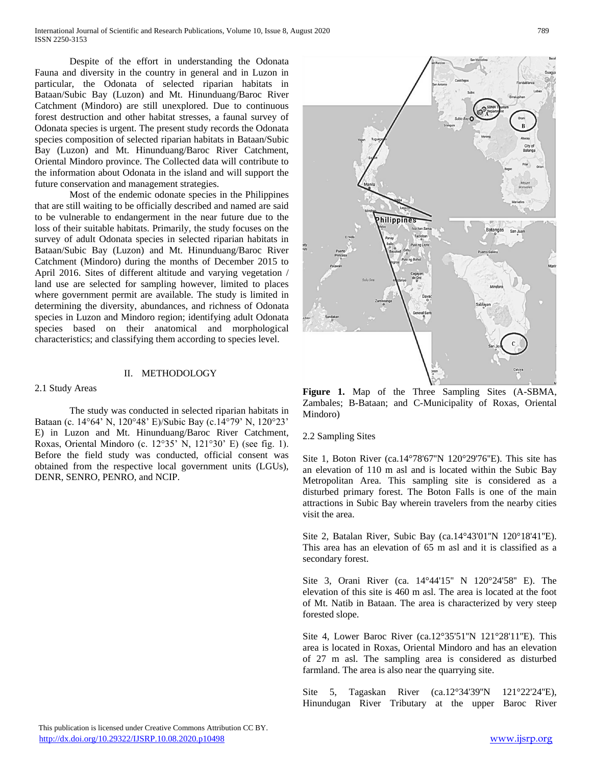Despite of the effort in understanding the Odonata Fauna and diversity in the country in general and in Luzon in particular, the Odonata of selected riparian habitats in Bataan/Subic Bay (Luzon) and Mt. Hinunduang/Baroc River Catchment (Mindoro) are still unexplored. Due to continuous forest destruction and other habitat stresses, a faunal survey of Odonata species is urgent. The present study records the Odonata species composition of selected riparian habitats in Bataan/Subic Bay (Luzon) and Mt. Hinunduang/Baroc River Catchment, Oriental Mindoro province. The Collected data will contribute to the information about Odonata in the island and will support the future conservation and management strategies.

Most of the endemic odonate species in the Philippines that are still waiting to be officially described and named are said to be vulnerable to endangerment in the near future due to the loss of their suitable habitats. Primarily, the study focuses on the survey of adult Odonata species in selected riparian habitats in Bataan/Subic Bay (Luzon) and Mt. Hinunduang/Baroc River Catchment (Mindoro) during the months of December 2015 to April 2016. Sites of different altitude and varying vegetation / land use are selected for sampling however, limited to places where government permit are available. The study is limited in determining the diversity, abundances, and richness of Odonata species in Luzon and Mindoro region; identifying adult Odonata species based on their anatomical and morphological characteristics; and classifying them according to species level.

## II. METHODOLOGY

### 2.1 Study Areas

The study was conducted in selected riparian habitats in Bataan (c. 14°64' N, 120°48' E)/Subic Bay (c.14°79' N, 120°23' E) in Luzon and Mt. Hinunduang/Baroc River Catchment, Roxas, Oriental Mindoro (c. 12°35' N, 121°30' E) (see fig. 1). Before the field study was conducted, official consent was obtained from the respective local government units (LGUs), DENR, SENRO, PENRO, and NCIP.

**Figure 1.** Map of the Three Sampling Sites (A-SBMA, Zambales; B-Bataan; and C-Municipality of Roxas, Oriental Mindoro)

### 2.2 Sampling Sites

Site 1, Boton River (ca.14°78'67"N 120°29'76"E). This site has an elevation of 110 m asl and is located within the Subic Bay Metropolitan Area. This sampling site is considered as a disturbed primary forest. The Boton Falls is one of the main attractions in Subic Bay wherein travelers from the nearby cities visit the area.

Site 2, Batalan River, Subic Bay (ca.14°43'01"N 120°18'41"E). This area has an elevation of 65 m asl and it is classified as a secondary forest.

Site 3, Orani River (ca. 14°44'15" N 120°24'58" E). The elevation of this site is 460 m asl. The area is located at the foot of Mt. Natib in Bataan. The area is characterized by very steep forested slope.

Site 4, Lower Baroc River (ca.12°35'51"N 121°28'11"E). This area is located in Roxas, Oriental Mindoro and has an elevation of 27 m asl. The sampling area is considered as disturbed farmland. The area is also near the quarrying site.

Site 5, Tagaskan River (ca.12°34'39"N 121°22'24"E), Hinundugan River Tributary at the upper Baroc River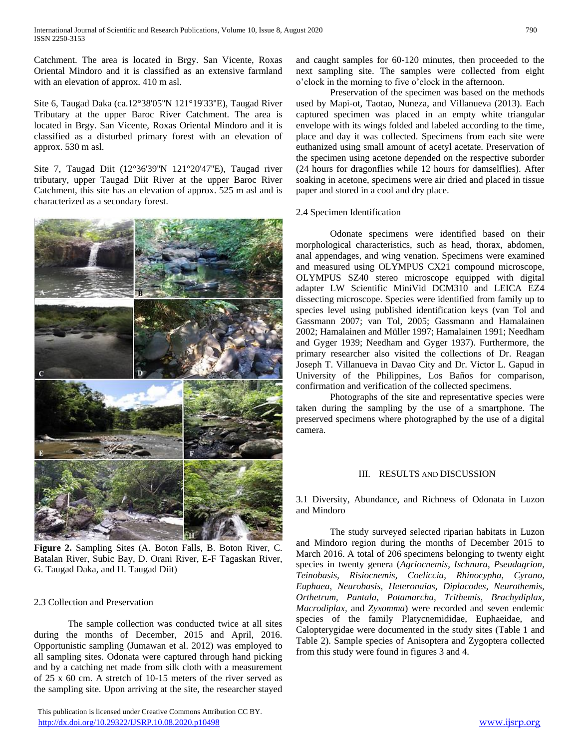Catchment. The area is located in Brgy. San Vicente, Roxas Oriental Mindoro and it is classified as an extensive farmland with an elevation of approx. 410 m asl.

Site 6, Taugad Daka (ca.12°38'05"N 121°19'33"E), Taugad River Tributary at the upper Baroc River Catchment. The area is located in Brgy. San Vicente, Roxas Oriental Mindoro and it is classified as a disturbed primary forest with an elevation of approx. 530 m asl.

Site 7, Taugad Diit (12°36'39"N 121°20'47"E), Taugad river tributary, upper Taugad Diit River at the upper Baroc River Catchment, this site has an elevation of approx. 525 m asl and is characterized as a secondary forest.

**Figure 2.** Sampling Sites (A. Boton Falls, B. Boton River, C. Batalan River, Subic Bay, D. Orani River, E-F Tagaskan River, G. Taugad Daka, and H. Taugad Diit)

## 2.3 Collection and Preservation

The sample collection was conducted twice at all sites during the months of December, 2015 and April, 2016. Opportunistic sampling (Jumawan et al. 2012) was employed to all sampling sites. Odonata were captured through hand picking and by a catching net made from silk cloth with a measurement of 25 x 60 cm. A stretch of 10-15 meters of the river served as the sampling site. Upon arriving at the site, the researcher stayed and caught samples for 60-120 minutes, then proceeded to the next sampling site. The samples were collected from eight o'clock in the morning to five o'clock in the afternoon.

Preservation of the specimen was based on the methods used by Mapi-ot, Taotao, Nuneza, and Villanueva (2013). Each captured specimen was placed in an empty white triangular envelope with its wings folded and labeled according to the time, place and day it was collected. Specimens from each site were euthanized using small amount of acetyl acetate. Preservation of the specimen using acetone depended on the respective suborder (24 hours for dragonflies while 12 hours for damselflies). After soaking in acetone, specimens were air dried and placed in tissue paper and stored in a cool and dry place.

## 2.4 Specimen Identification

Odonate specimens were identified based on their morphological characteristics, such as head, thorax, abdomen, anal appendages, and wing venation. Specimens were examined and measured using OLYMPUS CX21 compound microscope, OLYMPUS SZ40 stereo microscope equipped with digital adapter LW Scientific MiniVid DCM310 and LEICA EZ4 dissecting microscope. Species were identified from family up to species level using published identification keys (van Tol and Gassmann 2007; van Tol, 2005; Gassmann and Hamalainen 2002; Hamalainen and Müller 1997; Hamalainen 1991; Needham and Gyger 1939; Needham and Gyger 1937). Furthermore, the primary researcher also visited the collections of Dr. Reagan Joseph T. Villanueva in Davao City and Dr. Victor L. Gapud in University of the Philippines, Los Baños for comparison, confirmation and verification of the collected specimens.

Photographs of the site and representative species were taken during the sampling by the use of a smartphone. The preserved specimens where photographed by the use of a digital camera.

# III. RESULTS AND DISCUSSION

## 3.1 Diversity, Abundance, and Richness of Odonata in Luzon and Mindoro

The study surveyed selected riparian habitats in Luzon and Mindoro region during the months of December 2015 to March 2016. A total of 206 specimens belonging to twenty eight species in twenty genera (*Agriocnemis*, *Ischnura*, *Pseudagrion*, *Teinobasis*, *Risiocnemis*, *Coeliccia*, *Rhinocypha*, *Cyrano*, *Euphaea*, *Neurobasis*, *Heteronaias*, *Diplacodes*, *Neurothemis*, *Orthetrum*, *Pantala*, *Potamarcha*, *Trithemis*, *Brachydiplax*, *Macrodiplax*, and *Zyxomma*) were recorded and seven endemic species of the family Platycnemididae, Euphaeidae, and Calopterygidae were documented in the study sites (Table 1 and Table 2). Sample species of Anisoptera and Zygoptera collected from this study were found in figures 3 and 4.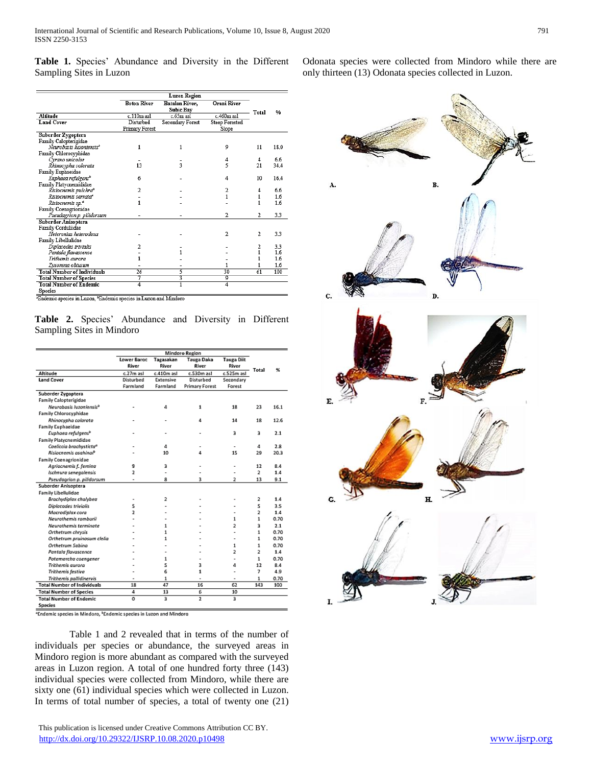**Table 1.** Species' Abundance and Diversity in the Different Sampling Sites in Luzon

| | Luzon Region | | | | |
|---|---|---|---|---|---|
| | Boton River | Batalan River, Subic Bay | Orani River | Total | % |
| **Altitude** | c.110m asl | c.65m asl | c.460m asl | | |
| **Land Cover** | Disturbed Primary Forest | Secondary Forest | Steep Forested Slope | | |
| **Suborder Zygoptera** | | | | | |
| Family Calopterigidae | | | | | |
| *Neurobasis luzonensis*[a] | 1 | 1 | 9 | 11 | 18.0 |
| Family Chlorocyphidae | | | | | |
| *Cyrano unicolor* | - | - | 4 | 4 | 6.6 |
| *Rhinocypha colorata* | 13 | 3 | 5 | 21 | 34.4 |
| Family Euphaeidae | | | | | |
| *Euphaea refulgens*[b] | 6 | - | 4 | 10 | 16.4 |
| Family Platycnemididae | | | | | |
| *Risiocnemis pulchra*[a] | 2 | - | 2 | 4 | 6.6 |
| *Risiocnemis serrata*[a] | - | - | 1 | 1 | 1.6 |
| *Risiocnemis sp.*[a] | 1 | - | - | 1 | 1.6 |
| Family Coenagrionidae | | | | | |
| *Pseudagrion p. pilidorsum* | - | - | 2 | 2 | 3.3 |
| **Suborder Anisoptera** | | | | | |
| Family Corduliidae | | | | | |
| *Heteronias heterodoxa* | - | - | 2 | 2 | 3.3 |
| Family Libellulidae | | | | | |
| *Diplacodes trivialis* | 2 | - | - | 2 | 3.3 |
| *Pantala flavascense* | - | 1 | - | 1 | 1.6 |
| *Trithemis aurora* | 1 | - | - | 1 | 1.6 |
| *Zyxomma obtusum* | - | - | 1 | 1 | 1.6 |
| **Total Number of Individuals** | 26 | 5 | 30 | 61 | 100 |
| **Total Number of Species** | 7 | 3 | 9 | | |
| **Total Number of Endemic Species** | 4 | 1 | 4 | | |

[a]Endemic species in Luzon, [b]Endemic species in Luzon and Mindoro

**Table 2.** Species' Abundance and Diversity in Different Sampling Sites in Mindoro

| | Mindoro Region | | | | | |
|---|---|---|---|---|---|---|
| | Lower Baroc River | Tagasakan River | Tauga Daka River | Tauga Diit River | Total | % |
| **Altitude** | c.27m asl | c.410m asl | c.530m asl | c.525m asl | | |
| **Land Cover** | Disturbed Farmland | Extensive Farmland | Disturbed Primary Forest | Secondary Forest | | |
| **Suborder Zygoptera** | | | | | | |
| **Family Calopterigidae** | | | | | | |
| *Neurobasis luzoniensis*[b] | - | 4 | 1 | 18 | 23 | 16.1 |
| **Family Chlorocyphidae** | | | | | | |
| *Rhinocypha colorata* | - | - | 4 | 14 | 18 | 12.6 |
| **Family Euphaeidae** | | | | | | |
| *Euphaea refulgens*[b] | - | - | - | 3 | 3 | 2.1 |
| **Family Platycnemididae** | | | | | | |
| *Coeliccia brachysticta*[a] | - | 4 | - | - | 4 | 2.8 |
| *Risiocnemis asahinai*[a] | - | 10 | 4 | 15 | 29 | 20.3 |
| **Family Coenagrionidae** | | | | | | |
| *Agriocnemis f. femina* | 9 | 3 | - | - | 12 | 8.4 |
| *Ischnura senegalensis* | 2 | - | - | - | 2 | 1.4 |
| *Pseudagrion p. pilidorsum* | - | 8 | 3 | 2 | 13 | 9.1 |
| **Suborder Anisoptera** | | | | | | |
| **Family Libellulidae** | | | | | | |
| *Brachydiplax chalybea* | - | 2 | - | - | 2 | 1.4 |
| *Diplacodes trivialis* | 5 | - | - | - | 5 | 3.5 |
| *Macrodiplax cora* | 2 | - | - | - | 2 | 1.4 |
| *Neurothemis ramburii* | - | - | - | 1 | 1 | 0.70 |
| *Neurothemis terminate* | - | 1 | - | 2 | 3 | 2.1 |
| *Orthetrum chrysis* | - | 1 | - | - | 1 | 0.70 |
| *Orthetrum pruinosum clelia* | - | 1 | - | - | 1 | 0.70 |
| *Orthetrum Sabina* | - | - | - | 1 | 1 | 0.70 |
| *Pantala flavascence* | - | - | - | 2 | 2 | 1.4 |
| *Potamarcha coengener* | - | 1 | - | - | 1 | 0.70 |
| *Trithemis aurora* | - | 5 | 3 | 4 | 12 | 8.4 |
| *Trithemis festiva* | - | 6 | 1 | - | 7 | 4.9 |
| *Trithemis pallidinervis* | - | 1 | - | - | 1 | 0.70 |
| **Total Number of Individuals** | 18 | 47 | 16 | 62 | 143 | 100 |
| **Total Number of Species** | 4 | 13 | 6 | 10 | | |
| **Total Number of Endemic Species** | 0 | 3 | 2 | 3 | | |

[a]Endemic species in Mindoro, [b]Endemic species in Luzon and Mindoro

Table 1 and 2 revealed that in terms of the number of individuals per species or abundance, the surveyed areas in Mindoro region is more abundant as compared with the surveyed areas in Luzon region. A total of one hundred forty three (143) individual species were collected from Mindoro, while there are sixty one (61) individual species which were collected in Luzon. In terms of total number of species, a total of twenty one (21) Odonata species were collected from Mindoro while there are only thirteen (13) Odonata species collected in Luzon.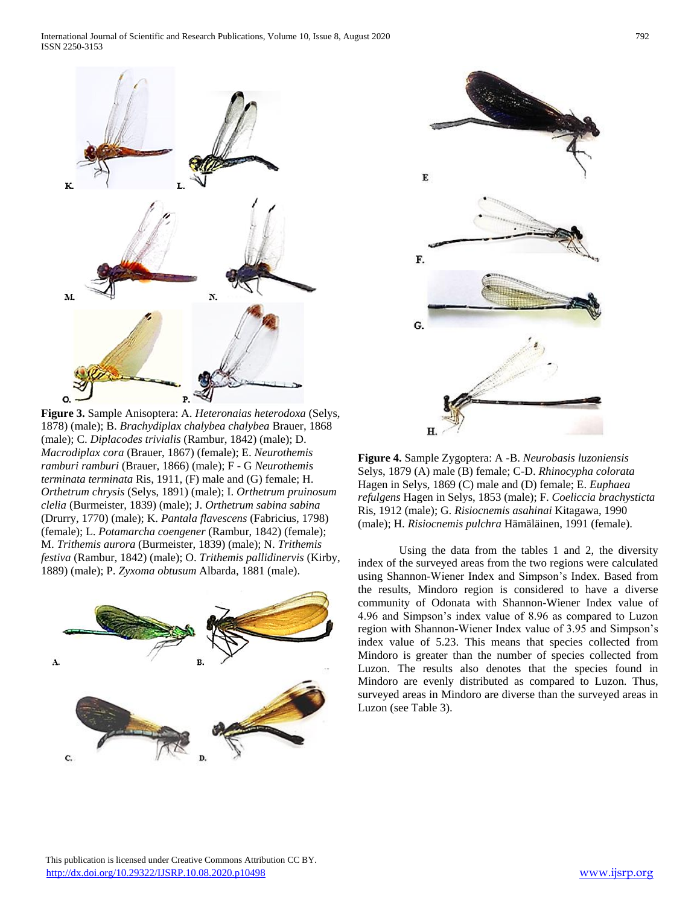**Figure 3.** Sample Anisoptera: A. *Heteronaias heterodoxa* (Selys, 1878) (male); B. *Brachydiplax chalybea chalybea* Brauer, 1868 (male); C. *Diplacodes trivialis* (Rambur, 1842) (male); D. *Macrodiplax cora* (Brauer, 1867) (female); E. *Neurothemis ramburi ramburi* (Brauer, 1866) (male); F - G *Neurothemis terminata terminata* Ris, 1911, (F) male and (G) female; H. *Orthetrum chrysis* (Selys, 1891) (male); I. *Orthetrum pruinosum clelia* (Burmeister, 1839) (male); J. *Orthetrum sabina sabina* (Drurry, 1770) (male); K. *Pantala flavescens* (Fabricius, 1798) (female); L. *Potamarcha coengener* (Rambur, 1842) (female); M. *Trithemis aurora* (Burmeister, 1839) (male); N. *Trithemis festiva* (Rambur, 1842) (male); O. *Trithemis pallidinervis* (Kirby, 1889) (male); P. *Zyxoma obtusum* Albarda, 1881 (male).

**Figure 4.** Sample Zygoptera: A -B. *Neurobasis luzoniensis* Selys, 1879 (A) male (B) female; C-D. *Rhinocypha colorata* Hagen in Selys, 1869 (C) male and (D) female; E. *Euphaea refulgens* Hagen in Selys, 1853 (male); F. *Coeliccia brachysticta* Ris, 1912 (male); G. *Risiocnemis asahinai* Kitagawa, 1990 (male); H. *Risiocnemis pulchra* Hämäläinen, 1991 (female).

Using the data from the tables 1 and 2, the diversity index of the surveyed areas from the two regions were calculated using Shannon-Wiener Index and Simpson's Index. Based from the results, Mindoro region is considered to have a diverse community of Odonata with Shannon-Wiener Index value of 4.96 and Simpson's index value of 8.96 as compared to Luzon region with Shannon-Wiener Index value of 3.95 and Simpson's index value of 5.23. This means that species collected from Mindoro is greater than the number of species collected from Luzon. The results also denotes that the species found in Mindoro are evenly distributed as compared to Luzon. Thus, surveyed areas in Mindoro are diverse than the surveyed areas in Luzon (see Table 3).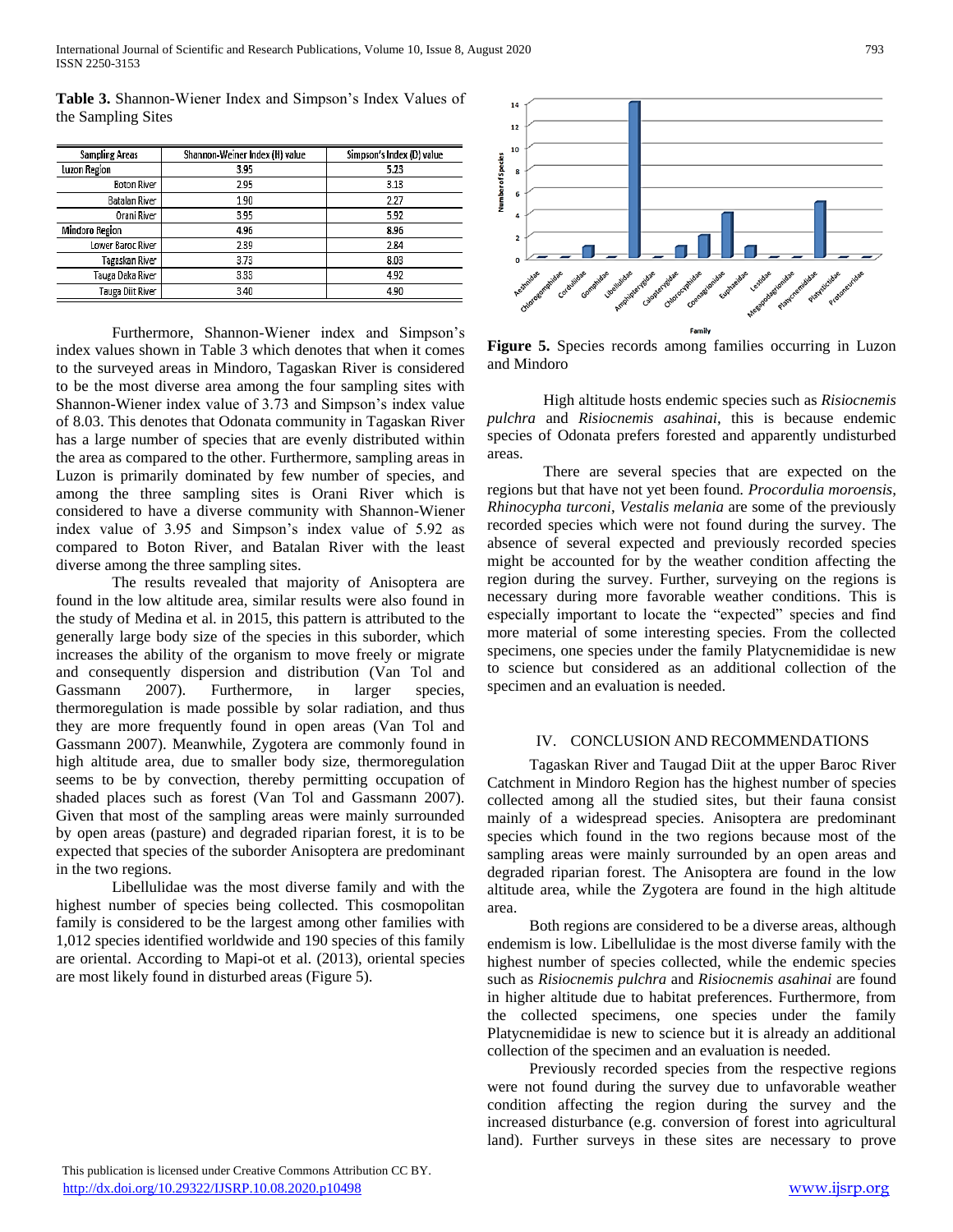**Table 3.** Shannon-Wiener Index and Simpson's Index Values of the Sampling Sites

| Sampling Areas | Shannon-Weiner Index (H) value | Simpson's Index (D) value |
|---|---|---|
| Luzon Region | 3.95 | 5.23 |
| Boton River | 2.95 | 3.13 |
| Batalan River | 1.90 | 2.27 |
| Orani River | 3.95 | 5.92 |
| Mindoro Region | 4.96 | 8.96 |
| Lower Baroc River | 2.39 | 2.84 |
| Tagaskan River | 3.73 | 8.03 |
| Tauga Daka River | 3.33 | 4.92 |
| Tauga Diit River | 3.40 | 4.90 |

Furthermore, Shannon-Wiener index and Simpson's index values shown in Table 3 which denotes that when it comes to the surveyed areas in Mindoro, Tagaskan River is considered to be the most diverse area among the four sampling sites with Shannon-Wiener index value of 3.73 and Simpson's index value of 8.03. This denotes that Odonata community in Tagaskan River has a large number of species that are evenly distributed within the area as compared to the other. Furthermore, sampling areas in Luzon is primarily dominated by few number of species, and among the three sampling sites is Orani River which is considered to have a diverse community with Shannon-Wiener index value of 3.95 and Simpson's index value of 5.92 as compared to Boton River, and Batalan River with the least diverse among the three sampling sites.

The results revealed that majority of Anisoptera are found in the low altitude area, similar results were also found in the study of Medina et al. in 2015, this pattern is attributed to the generally large body size of the species in this suborder, which increases the ability of the organism to move freely or migrate and consequently dispersion and distribution (Van Tol and Gassmann 2007). Furthermore, in larger species, thermoregulation is made possible by solar radiation, and thus they are more frequently found in open areas (Van Tol and Gassmann 2007). Meanwhile, Zygotera are commonly found in high altitude area, due to smaller body size, thermoregulation seems to be by convection, thereby permitting occupation of shaded places such as forest (Van Tol and Gassmann 2007). Given that most of the sampling areas were mainly surrounded by open areas (pasture) and degraded riparian forest, it is to be expected that species of the suborder Anisoptera are predominant in the two regions.

Libellulidae was the most diverse family and with the highest number of species being collected. This cosmopolitan family is considered to be the largest among other families with 1,012 species identified worldwide and 190 species of this family are oriental. According to Mapi-ot et al. (2013), oriental species are most likely found in disturbed areas (Figure 5).

**Figure 5.** Species records among families occurring in Luzon and Mindoro

High altitude hosts endemic species such as *Risiocnemis pulchra* and *Risiocnemis asahinai*, this is because endemic species of Odonata prefers forested and apparently undisturbed areas.

There are several species that are expected on the regions but that have not yet been found. *Procordulia moroensis*, *Rhinocypha turconi*, *Vestalis melania* are some of the previously recorded species which were not found during the survey. The absence of several expected and previously recorded species might be accounted for by the weather condition affecting the region during the survey. Further, surveying on the regions is necessary during more favorable weather conditions. This is especially important to locate the "expected" species and find more material of some interesting species. From the collected specimens, one species under the family Platycnemididae is new to science but considered as an additional collection of the specimen and an evaluation is needed.

## IV. CONCLUSION AND RECOMMENDATIONS

Tagaskan River and Taugad Diit at the upper Baroc River Catchment in Mindoro Region has the highest number of species collected among all the studied sites, but their fauna consist mainly of a widespread species. Anisoptera are predominant species which found in the two regions because most of the sampling areas were mainly surrounded by an open areas and degraded riparian forest. The Anisoptera are found in the low altitude area, while the Zygotera are found in the high altitude area.

Both regions are considered to be a diverse areas, although endemism is low. Libellulidae is the most diverse family with the highest number of species collected, while the endemic species such as *Risiocnemis pulchra* and *Risiocnemis asahinai* are found in higher altitude due to habitat preferences. Furthermore, from the collected specimens, one species under the family Platycnemididae is new to science but it is already an additional collection of the specimen and an evaluation is needed.

Previously recorded species from the respective regions were not found during the survey due to unfavorable weather condition affecting the region during the survey and the increased disturbance (e.g. conversion of forest into agricultural land). Further surveys in these sites are necessary to prove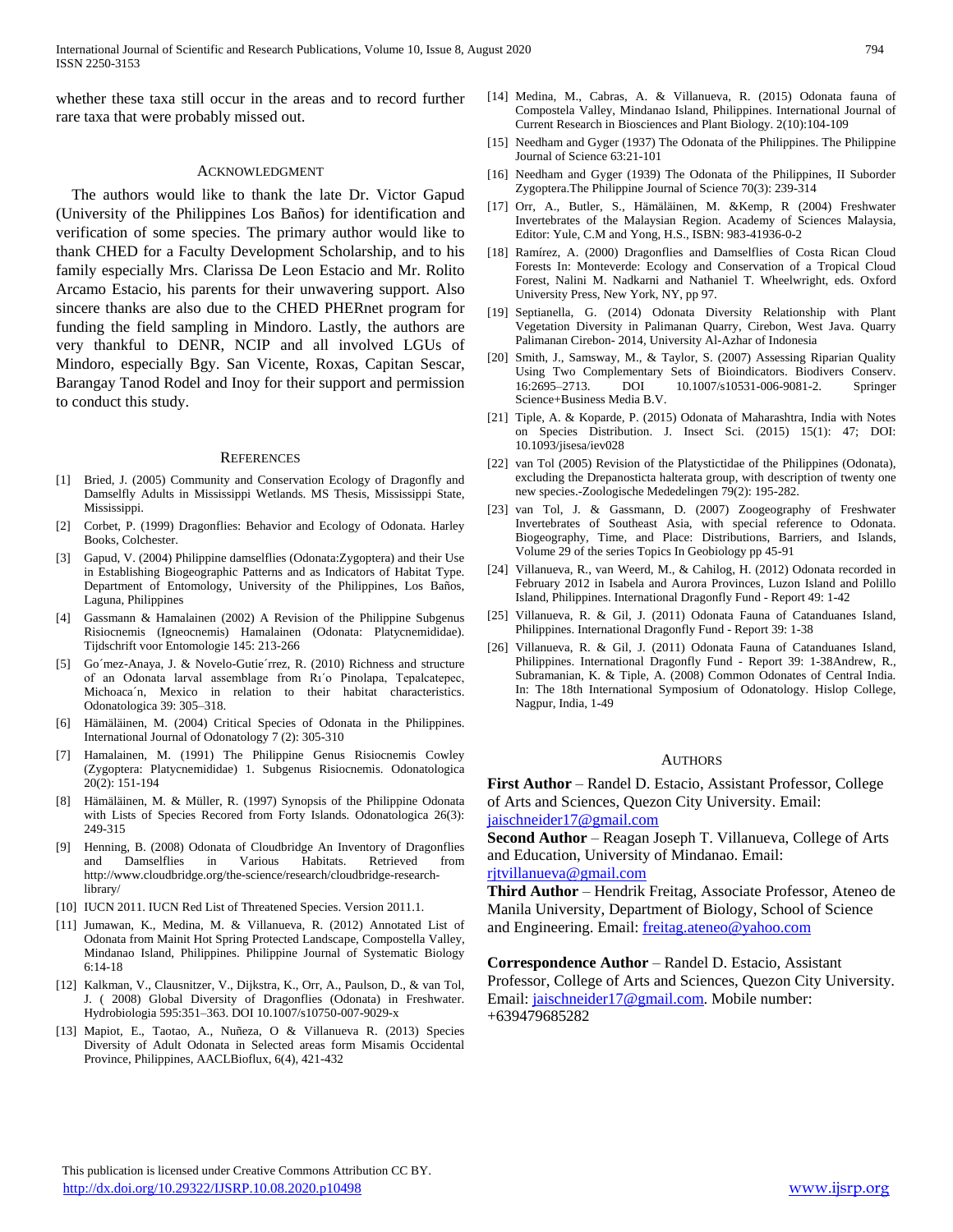whether these taxa still occur in the areas and to record further rare taxa that were probably missed out.

## Acknowledgment

The authors would like to thank the late Dr. Victor Gapud (University of the Philippines Los Baños) for identification and verification of some species. The primary author would like to thank CHED for a Faculty Development Scholarship, and to his family especially Mrs. Clarissa De Leon Estacio and Mr. Rolito Arcamo Estacio, his parents for their unwavering support. Also sincere thanks are also due to the CHED PHERnet program for funding the field sampling in Mindoro. Lastly, the authors are very thankful to DENR, NCIP and all involved LGUs of Mindoro, especially Bgy. San Vicente, Roxas, Capitan Sescar, Barangay Tanod Rodel and Inoy for their support and permission to conduct this study.

## References

[1] Bried, J. (2005) Community and Conservation Ecology of Dragonfly and Damselfly Adults in Mississippi Wetlands. MS Thesis, Mississippi State, Mississippi.

[2] Corbet, P. (1999) Dragonflies: Behavior and Ecology of Odonata. Harley Books, Colchester.

[3] Gapud, V. (2004) Philippine damselflies (Odonata:Zygoptera) and their Use in Establishing Biogeographic Patterns and as Indicators of Habitat Type. Department of Entomology, University of the Philippines, Los Baños, Laguna, Philippines

[4] Gassmann & Hamalainen (2002) A Revision of the Philippine Subgenus Risiocnemis (Igneocnemis) Hamalainen (Odonata: Platycnemididae). Tijdschrift voor Entomologie 145: 213-266

[5] Go´mez-Anaya, J. & Novelo-Gutie´rrez, R. (2010) Richness and structure of an Odonata larval assemblage from Rı´o Pinolapa, Tepalcatepec, Michoaca´n, Mexico in relation to their habitat characteristics. Odonatologica 39: 305–318.

[6] Hämäläinen, M. (2004) Critical Species of Odonata in the Philippines. International Journal of Odonatology 7 (2): 305-310

[7] Hamalainen, M. (1991) The Philippine Genus Risiocnemis Cowley (Zygoptera: Platycnemididae) 1. Subgenus Risiocnemis. Odonatologica 20(2): 151-194

[8] Hämäläinen, M. & Müller, R. (1997) Synopsis of the Philippine Odonata with Lists of Species Recored from Forty Islands. Odonatologica 26(3): 249-315

[9] Henning, B. (2008) Odonata of Cloudbridge An Inventory of Dragonflies and Damselflies in Various Habitats. Retrieved from http://www.cloudbridge.org/the-science/research/cloudbridge-research-library/

[10] IUCN 2011. IUCN Red List of Threatened Species. Version 2011.1.

[11] Jumawan, K., Medina, M. & Villanueva, R. (2012) Annotated List of Odonata from Mainit Hot Spring Protected Landscape, Compostella Valley, Mindanao Island, Philippines. Philippine Journal of Systematic Biology 6:14-18

[12] Kalkman, V., Clausnitzer, V., Dijkstra, K., Orr, A., Paulson, D., & van Tol, J. ( 2008) Global Diversity of Dragonflies (Odonata) in Freshwater. Hydrobiologia 595:351–363. DOI 10.1007/s10750-007-9029-x

[13] Mapiot, E., Taotao, A., Nuñeza, O & Villanueva R. (2013) Species Diversity of Adult Odonata in Selected areas form Misamis Occidental Province, Philippines, AACLBioflux, 6(4), 421-432

[14] Medina, M., Cabras, A. & Villanueva, R. (2015) Odonata fauna of Compostela Valley, Mindanao Island, Philippines. International Journal of Current Research in Biosciences and Plant Biology. 2(10):104-109

[15] Needham and Gyger (1937) The Odonata of the Philippines. The Philippine Journal of Science 63:21-101

[16] Needham and Gyger (1939) The Odonata of the Philippines, II Suborder Zygoptera.The Philippine Journal of Science 70(3): 239-314

[17] Orr, A., Butler, S., Hämäläinen, M. &Kemp, R (2004) Freshwater Invertebrates of the Malaysian Region. Academy of Sciences Malaysia, Editor: Yule, C.M and Yong, H.S., ISBN: 983-41936-0-2

[18] Ramírez, A. (2000) Dragonflies and Damselflies of Costa Rican Cloud Forests In: Monteverde: Ecology and Conservation of a Tropical Cloud Forest, Nalini M. Nadkarni and Nathaniel T. Wheelwright, eds. Oxford University Press, New York, NY, pp 97.

[19] Septianella, G. (2014) Odonata Diversity Relationship with Plant Vegetation Diversity in Palimanan Quarry, Cirebon, West Java. Quarry Palimanan Cirebon- 2014, University Al-Azhar of Indonesia

[20] Smith, J., Samsway, M., & Taylor, S. (2007) Assessing Riparian Quality Using Two Complementary Sets of Bioindicators. Biodivers Conserv. 16:2695–2713. DOI 10.1007/s10531-006-9081-2. Springer Science+Business Media B.V.

[21] Tiple, A. & Koparde, P. (2015) Odonata of Maharashtra, India with Notes on Species Distribution. J. Insect Sci. (2015) 15(1): 47; DOI: 10.1093/jisesa/iev028

[22] van Tol (2005) Revision of the Platystictidae of the Philippines (Odonata), excluding the Drepanosticta halterata group, with description of twenty one new species.-Zoologische Mededelingen 79(2): 195-282.

[23] van Tol, J. & Gassmann, D. (2007) Zoogeography of Freshwater Invertebrates of Southeast Asia, with special reference to Odonata. Biogeography, Time, and Place: Distributions, Barriers, and Islands, Volume 29 of the series Topics In Geobiology pp 45-91

[24] Villanueva, R., van Weerd, M., & Cahilog, H. (2012) Odonata recorded in February 2012 in Isabela and Aurora Provinces, Luzon Island and Polillo Island, Philippines. International Dragonfly Fund - Report 49: 1-42

[25] Villanueva, R. & Gil, J. (2011) Odonata Fauna of Catanduanes Island, Philippines. International Dragonfly Fund - Report 39: 1-38

[26] Villanueva, R. & Gil, J. (2011) Odonata Fauna of Catanduanes Island, Philippines. International Dragonfly Fund - Report 39: 1-38Andrew, R., Subramanian, K. & Tiple, A. (2008) Common Odonates of Central India. In: The 18th International Symposium of Odonatology. Hislop College, Nagpur, India, 1-49

## Authors

**First Author** – Randel D. Estacio, Assistant Professor, College of Arts and Sciences, Quezon City University. Email: jaischneider17@gmail.com

**Second Author** – Reagan Joseph T. Villanueva, College of Arts and Education, University of Mindanao. Email: rjtvillanueva@gmail.com

**Third Author** – Hendrik Freitag, Associate Professor, Ateneo de Manila University, Department of Biology, School of Science and Engineering. Email: freitag.ateneo@yahoo.com

**Correspondence Author** – Randel D. Estacio, Assistant Professor, College of Arts and Sciences, Quezon City University. Email: jaischneider17@gmail.com. Mobile number: +639479685282